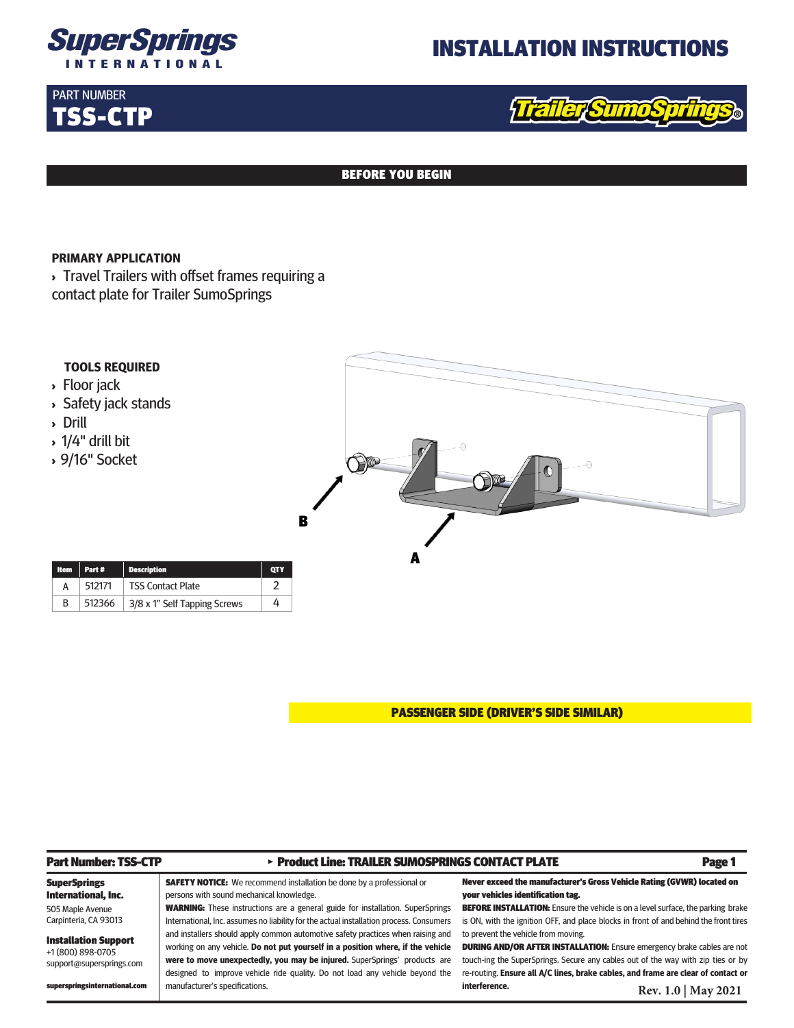# INSTALLATION INSTRUCTIONS

SuperSprings INTERNATIONAL

PART NUMBER
**TSS-CTP**

Trailer SumoSprings®

## BEFORE YOU BEGIN

### PRIMARY APPLICATION

› Travel Trailers with offset frames requiring a contact plate for Trailer SumoSprings

### TOOLS REQUIRED

› Floor jack
› Safety jack stands
› Drill
› 1/4" drill bit
› 9/16" Socket

B

A

| Item | Part # | Description | QTY |
|---|---|---|---|
| A | 512171 | TSS Contact Plate | 2 |
| B | 512366 | 3/8 x 1" Self Tapping Screws | 4 |

**PASSENGER SIDE (DRIVER'S SIDE SIMILAR)**

**Part Number: TSS-CTP** ‣ **Product Line: TRAILER SUMOSPRINGS CONTACT PLATE**

**SuperSprings International, Inc.**
505 Maple Avenue
Carpinteria, CA 93013

**Installation Support**
+1 (800) 898-0705
support@supersprings.com

**superspringsinternational.com**

**SAFETY NOTICE:** We recommend installation be done by a professional or persons with sound mechanical knowledge.

**WARNING:** These instructions are a general guide for installation. SuperSprings International, Inc. assumes no liability for the actual installation process. Consumers and installers should apply common automotive safety practices when raising and working on any vehicle. **Do not put yourself in a position where, if the vehicle were to move unexpectedly, you may be injured.** SuperSprings' products are designed to improve vehicle ride quality. Do not load any vehicle beyond the manufacturer's specifications.

**Never exceed the manufacturer's Gross Vehicle Rating (GVWR) located on your vehicles identification tag.**

**BEFORE INSTALLATION:** Ensure the vehicle is on a level surface, the parking brake is ON, with the ignition OFF, and place blocks in front of and behind the front tires to prevent the vehicle from moving.

**DURING AND/OR AFTER INSTALLATION:** Ensure emergency brake cables are not touch-ing the SuperSprings. Secure any cables out of the way with zip ties or by re-routing. **Ensure all A/C lines, brake cables, and frame are clear of contact or interference.**

**Rev. 1.0 | May 2021**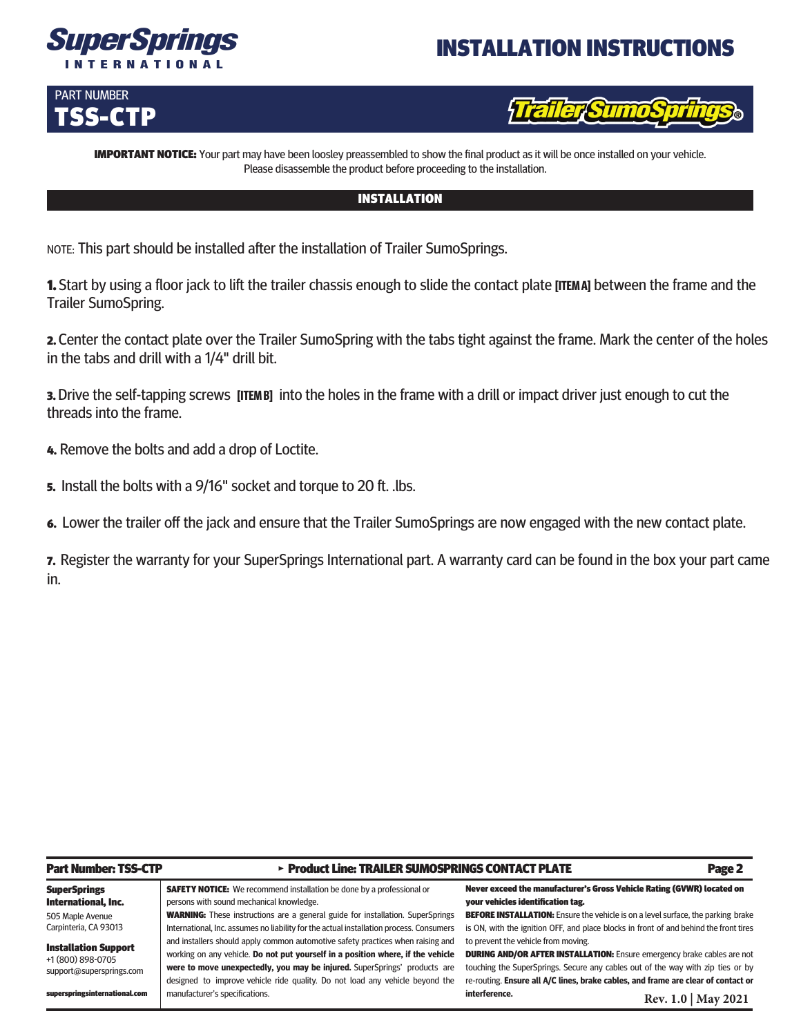# INSTALLATION INSTRUCTIONS

PART NUMBER
**TSS-CTP**

Trailer SumoSprings®

**IMPORTANT NOTICE:** Your part may have been loosley preassembled to show the final product as it will be once installed on your vehicle. Please disassemble the product before proceeding to the installation.

## INSTALLATION

NOTE: This part should be installed after the installation of Trailer SumoSprings.

**1.** Start by using a floor jack to lift the trailer chassis enough to slide the contact plate **[ITEM A]** between the frame and the Trailer SumoSpring.

**2.** Center the contact plate over the Trailer SumoSpring with the tabs tight against the frame. Mark the center of the holes in the tabs and drill with a 1/4" drill bit.

**3.** Drive the self-tapping screws **[ITEM B]** into the holes in the frame with a drill or impact driver just enough to cut the threads into the frame.

**4.** Remove the bolts and add a drop of Loctite.

**5.** Install the bolts with a 9/16" socket and torque to 20 ft. .lbs.

**6.** Lower the trailer off the jack and ensure that the Trailer SumoSprings are now engaged with the new contact plate.

**7.** Register the warranty for your SuperSprings International part. A warranty card can be found in the box your part came in.

**Part Number: TSS-CTP** ▸ **Product Line: TRAILER SUMOSPRINGS CONTACT PLATE**

**SuperSprings International, Inc.**
505 Maple Avenue
Carpinteria, CA 93013

**Installation Support**
+1 (800) 898-0705
support@supersprings.com

**superspringsinternational.com**

**SAFETY NOTICE:** We recommend installation be done by a professional or persons with sound mechanical knowledge.

**WARNING:** These instructions are a general guide for installation. SuperSprings International, Inc. assumes no liability for the actual installation process. Consumers and installers should apply common automotive safety practices when raising and working on any vehicle. **Do not put yourself in a position where, if the vehicle were to move unexpectedly, you may be injured.** SuperSprings' products are designed to improve vehicle ride quality. Do not load any vehicle beyond the manufacturer's specifications.

**Never exceed the manufacturer's Gross Vehicle Rating (GVWR) located on your vehicles identification tag.**

**BEFORE INSTALLATION:** Ensure the vehicle is on a level surface, the parking brake is ON, with the ignition OFF, and place blocks in front of and behind the front tires to prevent the vehicle from moving.

**DURING AND/OR AFTER INSTALLATION:** Ensure emergency brake cables are not touching the SuperSprings. Secure any cables out of the way with zip ties or by re-routing. **Ensure all A/C lines, brake cables, and frame are clear of contact or interference.**

**Rev. 1.0 | May 2021**